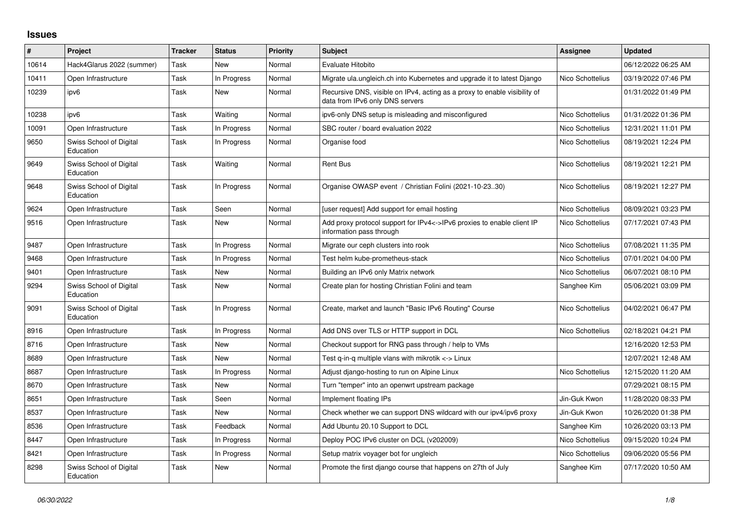## Issues

| # | Project | Tracker | Status | Priority | Subject | Assignee | Updated |
|---|---|---|---|---|---|---|---|
| 10614 | Hack4Glarus 2022 (summer) | Task | New | Normal | Evaluate Hitobito | | 06/12/2022 06:25 AM |
| 10411 | Open Infrastructure | Task | In Progress | Normal | Migrate ula.ungleich.ch into Kubernetes and upgrade it to latest Django | Nico Schottelius | 03/19/2022 07:46 PM |
| 10239 | ipv6 | Task | New | Normal | Recursive DNS, visible on IPv4, acting as a proxy to enable visibility of data from IPv6 only DNS servers | | 01/31/2022 01:49 PM |
| 10238 | ipv6 | Task | Waiting | Normal | ipv6-only DNS setup is misleading and misconfigured | Nico Schottelius | 01/31/2022 01:36 PM |
| 10091 | Open Infrastructure | Task | In Progress | Normal | SBC router / board evaluation 2022 | Nico Schottelius | 12/31/2021 11:01 PM |
| 9650 | Swiss School of Digital Education | Task | In Progress | Normal | Organise food | Nico Schottelius | 08/19/2021 12:24 PM |
| 9649 | Swiss School of Digital Education | Task | Waiting | Normal | Rent Bus | Nico Schottelius | 08/19/2021 12:21 PM |
| 9648 | Swiss School of Digital Education | Task | In Progress | Normal | Organise OWASP event / Christian Folini (2021-10-23..30) | Nico Schottelius | 08/19/2021 12:27 PM |
| 9624 | Open Infrastructure | Task | Seen | Normal | [user request] Add support for email hosting | Nico Schottelius | 08/09/2021 03:23 PM |
| 9516 | Open Infrastructure | Task | New | Normal | Add proxy protocol support for IPv4<->IPv6 proxies to enable client IP information pass through | Nico Schottelius | 07/17/2021 07:43 PM |
| 9487 | Open Infrastructure | Task | In Progress | Normal | Migrate our ceph clusters into rook | Nico Schottelius | 07/08/2021 11:35 PM |
| 9468 | Open Infrastructure | Task | In Progress | Normal | Test helm kube-prometheus-stack | Nico Schottelius | 07/01/2021 04:00 PM |
| 9401 | Open Infrastructure | Task | New | Normal | Building an IPv6 only Matrix network | Nico Schottelius | 06/07/2021 08:10 PM |
| 9294 | Swiss School of Digital Education | Task | New | Normal | Create plan for hosting Christian Folini and team | Sanghee Kim | 05/06/2021 03:09 PM |
| 9091 | Swiss School of Digital Education | Task | In Progress | Normal | Create, market and launch "Basic IPv6 Routing" Course | Nico Schottelius | 04/02/2021 06:47 PM |
| 8916 | Open Infrastructure | Task | In Progress | Normal | Add DNS over TLS or HTTP support in DCL | Nico Schottelius | 02/18/2021 04:21 PM |
| 8716 | Open Infrastructure | Task | New | Normal | Checkout support for RNG pass through / help to VMs | | 12/16/2020 12:53 PM |
| 8689 | Open Infrastructure | Task | New | Normal | Test q-in-q multiple vlans with mikrotik <-> Linux | | 12/07/2021 12:48 AM |
| 8687 | Open Infrastructure | Task | In Progress | Normal | Adjust django-hosting to run on Alpine Linux | Nico Schottelius | 12/15/2020 11:20 AM |
| 8670 | Open Infrastructure | Task | New | Normal | Turn "temper" into an openwrt upstream package | | 07/29/2021 08:15 PM |
| 8651 | Open Infrastructure | Task | Seen | Normal | Implement floating IPs | Jin-Guk Kwon | 11/28/2020 08:33 PM |
| 8537 | Open Infrastructure | Task | New | Normal | Check whether we can support DNS wildcard with our ipv4/ipv6 proxy | Jin-Guk Kwon | 10/26/2020 01:38 PM |
| 8536 | Open Infrastructure | Task | Feedback | Normal | Add Ubuntu 20.10 Support to DCL | Sanghee Kim | 10/26/2020 03:13 PM |
| 8447 | Open Infrastructure | Task | In Progress | Normal | Deploy POC IPv6 cluster on DCL (v202009) | Nico Schottelius | 09/15/2020 10:24 PM |
| 8421 | Open Infrastructure | Task | In Progress | Normal | Setup matrix voyager bot for ungleich | Nico Schottelius | 09/06/2020 05:56 PM |
| 8298 | Swiss School of Digital Education | Task | New | Normal | Promote the first django course that happens on 27th of July | Sanghee Kim | 07/17/2020 10:50 AM |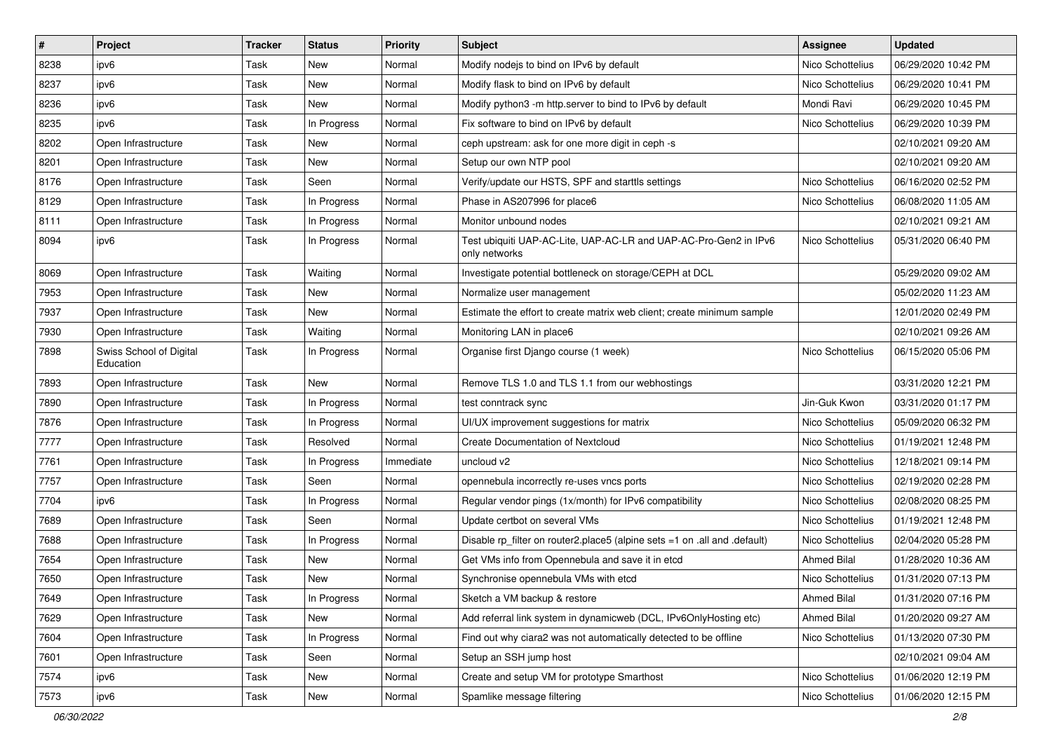| # | Project | Tracker | Status | Priority | Subject | Assignee | Updated |
| --- | --- | --- | --- | --- | --- | --- | --- |
| 8238 | ipv6 | Task | New | Normal | Modify nodejs to bind on IPv6 by default | Nico Schottelius | 06/29/2020 10:42 PM |
| 8237 | ipv6 | Task | New | Normal | Modify flask to bind on IPv6 by default | Nico Schottelius | 06/29/2020 10:41 PM |
| 8236 | ipv6 | Task | New | Normal | Modify python3 -m http.server to bind to IPv6 by default | Mondi Ravi | 06/29/2020 10:45 PM |
| 8235 | ipv6 | Task | In Progress | Normal | Fix software to bind on IPv6 by default | Nico Schottelius | 06/29/2020 10:39 PM |
| 8202 | Open Infrastructure | Task | New | Normal | ceph upstream: ask for one more digit in ceph -s | | 02/10/2021 09:20 AM |
| 8201 | Open Infrastructure | Task | New | Normal | Setup our own NTP pool | | 02/10/2021 09:20 AM |
| 8176 | Open Infrastructure | Task | Seen | Normal | Verify/update our HSTS, SPF and starttls settings | Nico Schottelius | 06/16/2020 02:52 PM |
| 8129 | Open Infrastructure | Task | In Progress | Normal | Phase in AS207996 for place6 | Nico Schottelius | 06/08/2020 11:05 AM |
| 8111 | Open Infrastructure | Task | In Progress | Normal | Monitor unbound nodes | | 02/10/2021 09:21 AM |
| 8094 | ipv6 | Task | In Progress | Normal | Test ubiquiti UAP-AC-Lite, UAP-AC-LR and UAP-AC-Pro-Gen2 in IPv6 only networks | Nico Schottelius | 05/31/2020 06:40 PM |
| 8069 | Open Infrastructure | Task | Waiting | Normal | Investigate potential bottleneck on storage/CEPH at DCL | | 05/29/2020 09:02 AM |
| 7953 | Open Infrastructure | Task | New | Normal | Normalize user management | | 05/02/2020 11:23 AM |
| 7937 | Open Infrastructure | Task | New | Normal | Estimate the effort to create matrix web client; create minimum sample | | 12/01/2020 02:49 PM |
| 7930 | Open Infrastructure | Task | Waiting | Normal | Monitoring LAN in place6 | | 02/10/2021 09:26 AM |
| 7898 | Swiss School of Digital Education | Task | In Progress | Normal | Organise first Django course (1 week) | Nico Schottelius | 06/15/2020 05:06 PM |
| 7893 | Open Infrastructure | Task | New | Normal | Remove TLS 1.0 and TLS 1.1 from our webhostings | | 03/31/2020 12:21 PM |
| 7890 | Open Infrastructure | Task | In Progress | Normal | test conntrack sync | Jin-Guk Kwon | 03/31/2020 01:17 PM |
| 7876 | Open Infrastructure | Task | In Progress | Normal | UI/UX improvement suggestions for matrix | Nico Schottelius | 05/09/2020 06:32 PM |
| 7777 | Open Infrastructure | Task | Resolved | Normal | Create Documentation of Nextcloud | Nico Schottelius | 01/19/2021 12:48 PM |
| 7761 | Open Infrastructure | Task | In Progress | Immediate | uncloud v2 | Nico Schottelius | 12/18/2021 09:14 PM |
| 7757 | Open Infrastructure | Task | Seen | Normal | opennebula incorrectly re-uses vncs ports | Nico Schottelius | 02/19/2020 02:28 PM |
| 7704 | ipv6 | Task | In Progress | Normal | Regular vendor pings (1x/month) for IPv6 compatibility | Nico Schottelius | 02/08/2020 08:25 PM |
| 7689 | Open Infrastructure | Task | Seen | Normal | Update certbot on several VMs | Nico Schottelius | 01/19/2021 12:48 PM |
| 7688 | Open Infrastructure | Task | In Progress | Normal | Disable rp_filter on router2.place5 (alpine sets =1 on .all and .default) | Nico Schottelius | 02/04/2020 05:28 PM |
| 7654 | Open Infrastructure | Task | New | Normal | Get VMs info from Opennebula and save it in etcd | Ahmed Bilal | 01/28/2020 10:36 AM |
| 7650 | Open Infrastructure | Task | New | Normal | Synchronise opennebula VMs with etcd | Nico Schottelius | 01/31/2020 07:13 PM |
| 7649 | Open Infrastructure | Task | In Progress | Normal | Sketch a VM backup & restore | Ahmed Bilal | 01/31/2020 07:16 PM |
| 7629 | Open Infrastructure | Task | New | Normal | Add referral link system in dynamicweb (DCL, IPv6OnlyHosting etc) | Ahmed Bilal | 01/20/2020 09:27 AM |
| 7604 | Open Infrastructure | Task | In Progress | Normal | Find out why ciara2 was not automatically detected to be offline | Nico Schottelius | 01/13/2020 07:30 PM |
| 7601 | Open Infrastructure | Task | Seen | Normal | Setup an SSH jump host | | 02/10/2021 09:04 AM |
| 7574 | ipv6 | Task | New | Normal | Create and setup VM for prototype Smarthost | Nico Schottelius | 01/06/2020 12:19 PM |
| 7573 | ipv6 | Task | New | Normal | Spamlike message filtering | Nico Schottelius | 01/06/2020 12:15 PM |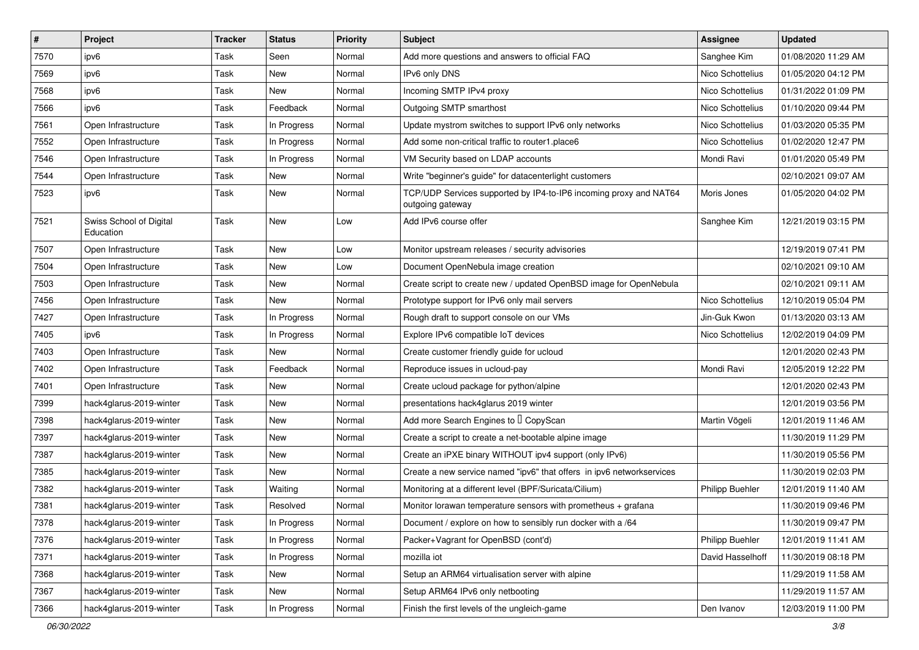| # | Project | Tracker | Status | Priority | Subject | Assignee | Updated |
|---|---|---|---|---|---|---|---|
| 7570 | ipv6 | Task | Seen | Normal | Add more questions and answers to official FAQ | Sanghee Kim | 01/08/2020 11:29 AM |
| 7569 | ipv6 | Task | New | Normal | IPv6 only DNS | Nico Schottelius | 01/05/2020 04:12 PM |
| 7568 | ipv6 | Task | New | Normal | Incoming SMTP IPv4 proxy | Nico Schottelius | 01/31/2022 01:09 PM |
| 7566 | ipv6 | Task | Feedback | Normal | Outgoing SMTP smarthost | Nico Schottelius | 01/10/2020 09:44 PM |
| 7561 | Open Infrastructure | Task | In Progress | Normal | Update mystrom switches to support IPv6 only networks | Nico Schottelius | 01/03/2020 05:35 PM |
| 7552 | Open Infrastructure | Task | In Progress | Normal | Add some non-critical traffic to router1.place6 | Nico Schottelius | 01/02/2020 12:47 PM |
| 7546 | Open Infrastructure | Task | In Progress | Normal | VM Security based on LDAP accounts | Mondi Ravi | 01/01/2020 05:49 PM |
| 7544 | Open Infrastructure | Task | New | Normal | Write "beginner's guide" for datacenterlight customers | | 02/10/2021 09:07 AM |
| 7523 | ipv6 | Task | New | Normal | TCP/UDP Services supported by IP4-to-IP6 incoming proxy and NAT64 outgoing gateway | Moris Jones | 01/05/2020 04:02 PM |
| 7521 | Swiss School of Digital Education | Task | New | Low | Add IPv6 course offer | Sanghee Kim | 12/21/2019 03:15 PM |
| 7507 | Open Infrastructure | Task | New | Low | Monitor upstream releases / security advisories | | 12/19/2019 07:41 PM |
| 7504 | Open Infrastructure | Task | New | Low | Document OpenNebula image creation | | 02/10/2021 09:10 AM |
| 7503 | Open Infrastructure | Task | New | Normal | Create script to create new / updated OpenBSD image for OpenNebula | | 02/10/2021 09:11 AM |
| 7456 | Open Infrastructure | Task | New | Normal | Prototype support for IPv6 only mail servers | Nico Schottelius | 12/10/2019 05:04 PM |
| 7427 | Open Infrastructure | Task | In Progress | Normal | Rough draft to support console on our VMs | Jin-Guk Kwon | 01/13/2020 03:13 AM |
| 7405 | ipv6 | Task | In Progress | Normal | Explore IPv6 compatible IoT devices | Nico Schottelius | 12/02/2019 04:09 PM |
| 7403 | Open Infrastructure | Task | New | Normal | Create customer friendly guide for ucloud | | 12/01/2020 02:43 PM |
| 7402 | Open Infrastructure | Task | Feedback | Normal | Reproduce issues in ucloud-pay | Mondi Ravi | 12/05/2019 12:22 PM |
| 7401 | Open Infrastructure | Task | New | Normal | Create ucloud package for python/alpine | | 12/01/2020 02:43 PM |
| 7399 | hack4glarus-2019-winter | Task | New | Normal | presentations hack4glarus 2019 winter | | 12/01/2019 03:56 PM |
| 7398 | hack4glarus-2019-winter | Task | New | Normal | Add more Search Engines to  CopyScan | Martin Vögeli | 12/01/2019 11:46 AM |
| 7397 | hack4glarus-2019-winter | Task | New | Normal | Create a script to create a net-bootable alpine image | | 11/30/2019 11:29 PM |
| 7387 | hack4glarus-2019-winter | Task | New | Normal | Create an iPXE binary WITHOUT ipv4 support (only IPv6) | | 11/30/2019 05:56 PM |
| 7385 | hack4glarus-2019-winter | Task | New | Normal | Create a new service named "ipv6" that offers in ipv6 networkservices | | 11/30/2019 02:03 PM |
| 7382 | hack4glarus-2019-winter | Task | Waiting | Normal | Monitoring at a different level (BPF/Suricata/Cilium) | Philipp Buehler | 12/01/2019 11:40 AM |
| 7381 | hack4glarus-2019-winter | Task | Resolved | Normal | Monitor lorawan temperature sensors with prometheus + grafana | | 11/30/2019 09:46 PM |
| 7378 | hack4glarus-2019-winter | Task | In Progress | Normal | Document / explore on how to sensibly run docker with a /64 | | 11/30/2019 09:47 PM |
| 7376 | hack4glarus-2019-winter | Task | In Progress | Normal | Packer+Vagrant for OpenBSD (cont'd) | Philipp Buehler | 12/01/2019 11:41 AM |
| 7371 | hack4glarus-2019-winter | Task | In Progress | Normal | mozilla iot | David Hasselhoff | 11/30/2019 08:18 PM |
| 7368 | hack4glarus-2019-winter | Task | New | Normal | Setup an ARM64 virtualisation server with alpine | | 11/29/2019 11:58 AM |
| 7367 | hack4glarus-2019-winter | Task | New | Normal | Setup ARM64 IPv6 only netbooting | | 11/29/2019 11:57 AM |
| 7366 | hack4glarus-2019-winter | Task | In Progress | Normal | Finish the first levels of the ungleich-game | Den Ivanov | 12/03/2019 11:00 PM |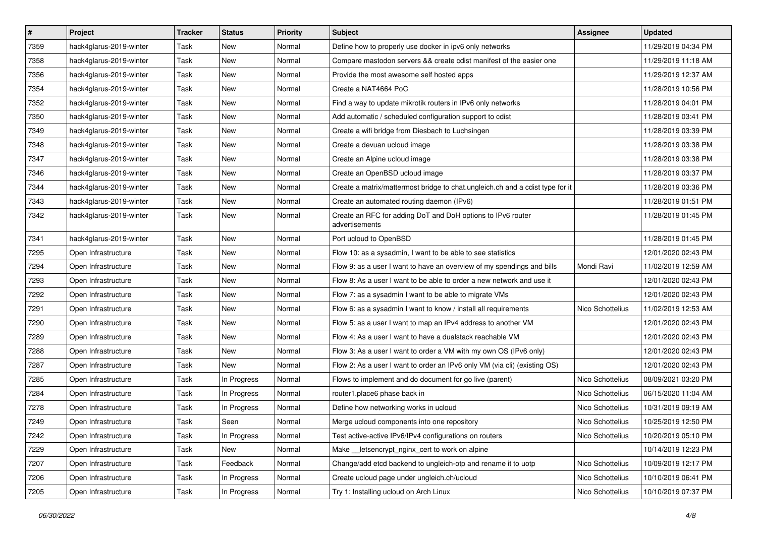| # | Project | Tracker | Status | Priority | Subject | Assignee | Updated |
|---|---|---|---|---|---|---|---|
| 7359 | hack4glarus-2019-winter | Task | New | Normal | Define how to properly use docker in ipv6 only networks | | 11/29/2019 04:34 PM |
| 7358 | hack4glarus-2019-winter | Task | New | Normal | Compare mastodon servers && create cdist manifest of the easier one | | 11/29/2019 11:18 AM |
| 7356 | hack4glarus-2019-winter | Task | New | Normal | Provide the most awesome self hosted apps | | 11/29/2019 12:37 AM |
| 7354 | hack4glarus-2019-winter | Task | New | Normal | Create a NAT4664 PoC | | 11/28/2019 10:56 PM |
| 7352 | hack4glarus-2019-winter | Task | New | Normal | Find a way to update mikrotik routers in IPv6 only networks | | 11/28/2019 04:01 PM |
| 7350 | hack4glarus-2019-winter | Task | New | Normal | Add automatic / scheduled configuration support to cdist | | 11/28/2019 03:41 PM |
| 7349 | hack4glarus-2019-winter | Task | New | Normal | Create a wifi bridge from Diesbach to Luchsingen | | 11/28/2019 03:39 PM |
| 7348 | hack4glarus-2019-winter | Task | New | Normal | Create a devuan ucloud image | | 11/28/2019 03:38 PM |
| 7347 | hack4glarus-2019-winter | Task | New | Normal | Create an Alpine ucloud image | | 11/28/2019 03:38 PM |
| 7346 | hack4glarus-2019-winter | Task | New | Normal | Create an OpenBSD ucloud image | | 11/28/2019 03:37 PM |
| 7344 | hack4glarus-2019-winter | Task | New | Normal | Create a matrix/mattermost bridge to chat.ungleich.ch and a cdist type for it | | 11/28/2019 03:36 PM |
| 7343 | hack4glarus-2019-winter | Task | New | Normal | Create an automated routing daemon (IPv6) | | 11/28/2019 01:51 PM |
| 7342 | hack4glarus-2019-winter | Task | New | Normal | Create an RFC for adding DoT and DoH options to IPv6 router advertisements | | 11/28/2019 01:45 PM |
| 7341 | hack4glarus-2019-winter | Task | New | Normal | Port ucloud to OpenBSD | | 11/28/2019 01:45 PM |
| 7295 | Open Infrastructure | Task | New | Normal | Flow 10: as a sysadmin, I want to be able to see statistics | | 12/01/2020 02:43 PM |
| 7294 | Open Infrastructure | Task | New | Normal | Flow 9: as a user I want to have an overview of my spendings and bills | Mondi Ravi | 11/02/2019 12:59 AM |
| 7293 | Open Infrastructure | Task | New | Normal | Flow 8: As a user I want to be able to order a new network and use it | | 12/01/2020 02:43 PM |
| 7292 | Open Infrastructure | Task | New | Normal | Flow 7: as a sysadmin I want to be able to migrate VMs | | 12/01/2020 02:43 PM |
| 7291 | Open Infrastructure | Task | New | Normal | Flow 6: as a sysadmin I want to know / install all requirements | Nico Schottelius | 11/02/2019 12:53 AM |
| 7290 | Open Infrastructure | Task | New | Normal | Flow 5: as a user I want to map an IPv4 address to another VM | | 12/01/2020 02:43 PM |
| 7289 | Open Infrastructure | Task | New | Normal | Flow 4: As a user I want to have a dualstack reachable VM | | 12/01/2020 02:43 PM |
| 7288 | Open Infrastructure | Task | New | Normal | Flow 3: As a user I want to order a VM with my own OS (IPv6 only) | | 12/01/2020 02:43 PM |
| 7287 | Open Infrastructure | Task | New | Normal | Flow 2: As a user I want to order an IPv6 only VM (via cli) (existing OS) | | 12/01/2020 02:43 PM |
| 7285 | Open Infrastructure | Task | In Progress | Normal | Flows to implement and do document for go live (parent) | Nico Schottelius | 08/09/2021 03:20 PM |
| 7284 | Open Infrastructure | Task | In Progress | Normal | router1.place6 phase back in | Nico Schottelius | 06/15/2020 11:04 AM |
| 7278 | Open Infrastructure | Task | In Progress | Normal | Define how networking works in ucloud | Nico Schottelius | 10/31/2019 09:19 AM |
| 7249 | Open Infrastructure | Task | Seen | Normal | Merge ucloud components into one repository | Nico Schottelius | 10/25/2019 12:50 PM |
| 7242 | Open Infrastructure | Task | In Progress | Normal | Test active-active IPv6/IPv4 configurations on routers | Nico Schottelius | 10/20/2019 05:10 PM |
| 7229 | Open Infrastructure | Task | New | Normal | Make __letsencrypt_nginx_cert to work on alpine | | 10/14/2019 12:23 PM |
| 7207 | Open Infrastructure | Task | Feedback | Normal | Change/add etcd backend to ungleich-otp and rename it to uotp | Nico Schottelius | 10/09/2019 12:17 PM |
| 7206 | Open Infrastructure | Task | In Progress | Normal | Create ucloud page under ungleich.ch/ucloud | Nico Schottelius | 10/10/2019 06:41 PM |
| 7205 | Open Infrastructure | Task | In Progress | Normal | Try 1: Installing ucloud on Arch Linux | Nico Schottelius | 10/10/2019 07:37 PM |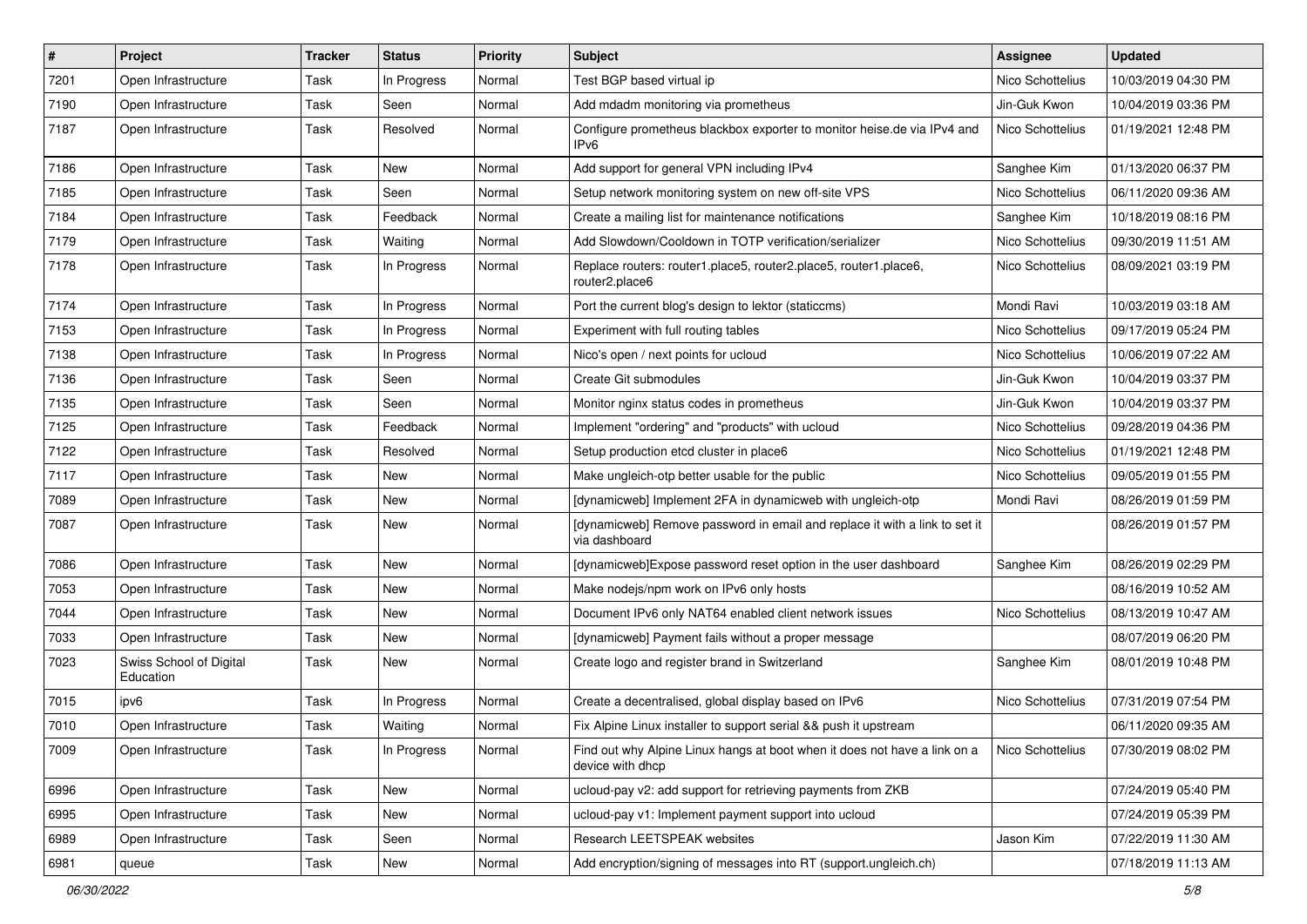| # | Project | Tracker | Status | Priority | Subject | Assignee | Updated |
|---|---|---|---|---|---|---|---|
| 7201 | Open Infrastructure | Task | In Progress | Normal | Test BGP based virtual ip | Nico Schottelius | 10/03/2019 04:30 PM |
| 7190 | Open Infrastructure | Task | Seen | Normal | Add mdadm monitoring via prometheus | Jin-Guk Kwon | 10/04/2019 03:36 PM |
| 7187 | Open Infrastructure | Task | Resolved | Normal | Configure prometheus blackbox exporter to monitor heise.de via IPv4 and IPv6 | Nico Schottelius | 01/19/2021 12:48 PM |
| 7186 | Open Infrastructure | Task | New | Normal | Add support for general VPN including IPv4 | Sanghee Kim | 01/13/2020 06:37 PM |
| 7185 | Open Infrastructure | Task | Seen | Normal | Setup network monitoring system on new off-site VPS | Nico Schottelius | 06/11/2020 09:36 AM |
| 7184 | Open Infrastructure | Task | Feedback | Normal | Create a mailing list for maintenance notifications | Sanghee Kim | 10/18/2019 08:16 PM |
| 7179 | Open Infrastructure | Task | Waiting | Normal | Add Slowdown/Cooldown in TOTP verification/serializer | Nico Schottelius | 09/30/2019 11:51 AM |
| 7178 | Open Infrastructure | Task | In Progress | Normal | Replace routers: router1.place5, router2.place5, router1.place6, router2.place6 | Nico Schottelius | 08/09/2021 03:19 PM |
| 7174 | Open Infrastructure | Task | In Progress | Normal | Port the current blog's design to lektor (staticcms) | Mondi Ravi | 10/03/2019 03:18 AM |
| 7153 | Open Infrastructure | Task | In Progress | Normal | Experiment with full routing tables | Nico Schottelius | 09/17/2019 05:24 PM |
| 7138 | Open Infrastructure | Task | In Progress | Normal | Nico's open / next points for ucloud | Nico Schottelius | 10/06/2019 07:22 AM |
| 7136 | Open Infrastructure | Task | Seen | Normal | Create Git submodules | Jin-Guk Kwon | 10/04/2019 03:37 PM |
| 7135 | Open Infrastructure | Task | Seen | Normal | Monitor nginx status codes in prometheus | Jin-Guk Kwon | 10/04/2019 03:37 PM |
| 7125 | Open Infrastructure | Task | Feedback | Normal | Implement "ordering" and "products" with ucloud | Nico Schottelius | 09/28/2019 04:36 PM |
| 7122 | Open Infrastructure | Task | Resolved | Normal | Setup production etcd cluster in place6 | Nico Schottelius | 01/19/2021 12:48 PM |
| 7117 | Open Infrastructure | Task | New | Normal | Make ungleich-otp better usable for the public | Nico Schottelius | 09/05/2019 01:55 PM |
| 7089 | Open Infrastructure | Task | New | Normal | [dynamicweb] Implement 2FA in dynamicweb with ungleich-otp | Mondi Ravi | 08/26/2019 01:59 PM |
| 7087 | Open Infrastructure | Task | New | Normal | [dynamicweb] Remove password in email and replace it with a link to set it via dashboard | | 08/26/2019 01:57 PM |
| 7086 | Open Infrastructure | Task | New | Normal | [dynamicweb]Expose password reset option in the user dashboard | Sanghee Kim | 08/26/2019 02:29 PM |
| 7053 | Open Infrastructure | Task | New | Normal | Make nodejs/npm work on IPv6 only hosts | | 08/16/2019 10:52 AM |
| 7044 | Open Infrastructure | Task | New | Normal | Document IPv6 only NAT64 enabled client network issues | Nico Schottelius | 08/13/2019 10:47 AM |
| 7033 | Open Infrastructure | Task | New | Normal | [dynamicweb] Payment fails without a proper message | | 08/07/2019 06:20 PM |
| 7023 | Swiss School of Digital Education | Task | New | Normal | Create logo and register brand in Switzerland | Sanghee Kim | 08/01/2019 10:48 PM |
| 7015 | ipv6 | Task | In Progress | Normal | Create a decentralised, global display based on IPv6 | Nico Schottelius | 07/31/2019 07:54 PM |
| 7010 | Open Infrastructure | Task | Waiting | Normal | Fix Alpine Linux installer to support serial && push it upstream | | 06/11/2020 09:35 AM |
| 7009 | Open Infrastructure | Task | In Progress | Normal | Find out why Alpine Linux hangs at boot when it does not have a link on a device with dhcp | Nico Schottelius | 07/30/2019 08:02 PM |
| 6996 | Open Infrastructure | Task | New | Normal | ucloud-pay v2: add support for retrieving payments from ZKB | | 07/24/2019 05:40 PM |
| 6995 | Open Infrastructure | Task | New | Normal | ucloud-pay v1: Implement payment support into ucloud | | 07/24/2019 05:39 PM |
| 6989 | Open Infrastructure | Task | Seen | Normal | Research LEETSPEAK websites | Jason Kim | 07/22/2019 11:30 AM |
| 6981 | queue | Task | New | Normal | Add encryption/signing of messages into RT (support.ungleich.ch) | | 07/18/2019 11:13 AM |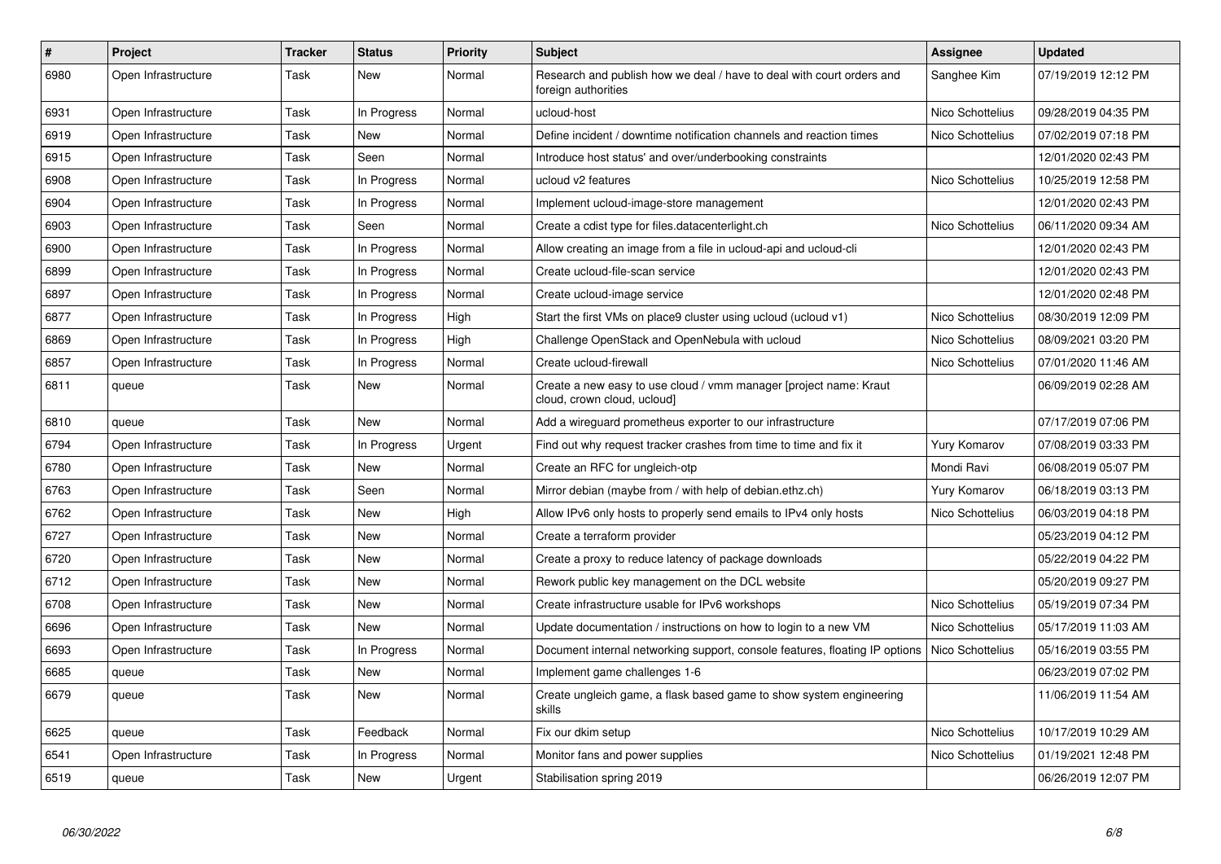| # | Project | Tracker | Status | Priority | Subject | Assignee | Updated |
|---|---|---|---|---|---|---|---|
| 6980 | Open Infrastructure | Task | New | Normal | Research and publish how we deal / have to deal with court orders and foreign authorities | Sanghee Kim | 07/19/2019 12:12 PM |
| 6931 | Open Infrastructure | Task | In Progress | Normal | ucloud-host | Nico Schottelius | 09/28/2019 04:35 PM |
| 6919 | Open Infrastructure | Task | New | Normal | Define incident / downtime notification channels and reaction times | Nico Schottelius | 07/02/2019 07:18 PM |
| 6915 | Open Infrastructure | Task | Seen | Normal | Introduce host status' and over/underbooking constraints | | 12/01/2020 02:43 PM |
| 6908 | Open Infrastructure | Task | In Progress | Normal | ucloud v2 features | Nico Schottelius | 10/25/2019 12:58 PM |
| 6904 | Open Infrastructure | Task | In Progress | Normal | Implement ucloud-image-store management | | 12/01/2020 02:43 PM |
| 6903 | Open Infrastructure | Task | Seen | Normal | Create a cdist type for files.datacenterlight.ch | Nico Schottelius | 06/11/2020 09:34 AM |
| 6900 | Open Infrastructure | Task | In Progress | Normal | Allow creating an image from a file in ucloud-api and ucloud-cli | | 12/01/2020 02:43 PM |
| 6899 | Open Infrastructure | Task | In Progress | Normal | Create ucloud-file-scan service | | 12/01/2020 02:43 PM |
| 6897 | Open Infrastructure | Task | In Progress | Normal | Create ucloud-image service | | 12/01/2020 02:48 PM |
| 6877 | Open Infrastructure | Task | In Progress | High | Start the first VMs on place9 cluster using ucloud (ucloud v1) | Nico Schottelius | 08/30/2019 12:09 PM |
| 6869 | Open Infrastructure | Task | In Progress | High | Challenge OpenStack and OpenNebula with ucloud | Nico Schottelius | 08/09/2021 03:20 PM |
| 6857 | Open Infrastructure | Task | In Progress | Normal | Create ucloud-firewall | Nico Schottelius | 07/01/2020 11:46 AM |
| 6811 | queue | Task | New | Normal | Create a new easy to use cloud / vmm manager [project name: Kraut cloud, crown cloud, ucloud] | | 06/09/2019 02:28 AM |
| 6810 | queue | Task | New | Normal | Add a wireguard prometheus exporter to our infrastructure | | 07/17/2019 07:06 PM |
| 6794 | Open Infrastructure | Task | In Progress | Urgent | Find out why request tracker crashes from time to time and fix it | Yury Komarov | 07/08/2019 03:33 PM |
| 6780 | Open Infrastructure | Task | New | Normal | Create an RFC for ungleich-otp | Mondi Ravi | 06/08/2019 05:07 PM |
| 6763 | Open Infrastructure | Task | Seen | Normal | Mirror debian (maybe from / with help of debian.ethz.ch) | Yury Komarov | 06/18/2019 03:13 PM |
| 6762 | Open Infrastructure | Task | New | High | Allow IPv6 only hosts to properly send emails to IPv4 only hosts | Nico Schottelius | 06/03/2019 04:18 PM |
| 6727 | Open Infrastructure | Task | New | Normal | Create a terraform provider | | 05/23/2019 04:12 PM |
| 6720 | Open Infrastructure | Task | New | Normal | Create a proxy to reduce latency of package downloads | | 05/22/2019 04:22 PM |
| 6712 | Open Infrastructure | Task | New | Normal | Rework public key management on the DCL website | | 05/20/2019 09:27 PM |
| 6708 | Open Infrastructure | Task | New | Normal | Create infrastructure usable for IPv6 workshops | Nico Schottelius | 05/19/2019 07:34 PM |
| 6696 | Open Infrastructure | Task | New | Normal | Update documentation / instructions on how to login to a new VM | Nico Schottelius | 05/17/2019 11:03 AM |
| 6693 | Open Infrastructure | Task | In Progress | Normal | Document internal networking support, console features, floating IP options | Nico Schottelius | 05/16/2019 03:55 PM |
| 6685 | queue | Task | New | Normal | Implement game challenges 1-6 | | 06/23/2019 07:02 PM |
| 6679 | queue | Task | New | Normal | Create ungleich game, a flask based game to show system engineering skills | | 11/06/2019 11:54 AM |
| 6625 | queue | Task | Feedback | Normal | Fix our dkim setup | Nico Schottelius | 10/17/2019 10:29 AM |
| 6541 | Open Infrastructure | Task | In Progress | Normal | Monitor fans and power supplies | Nico Schottelius | 01/19/2021 12:48 PM |
| 6519 | queue | Task | New | Urgent | Stabilisation spring 2019 | | 06/26/2019 12:07 PM |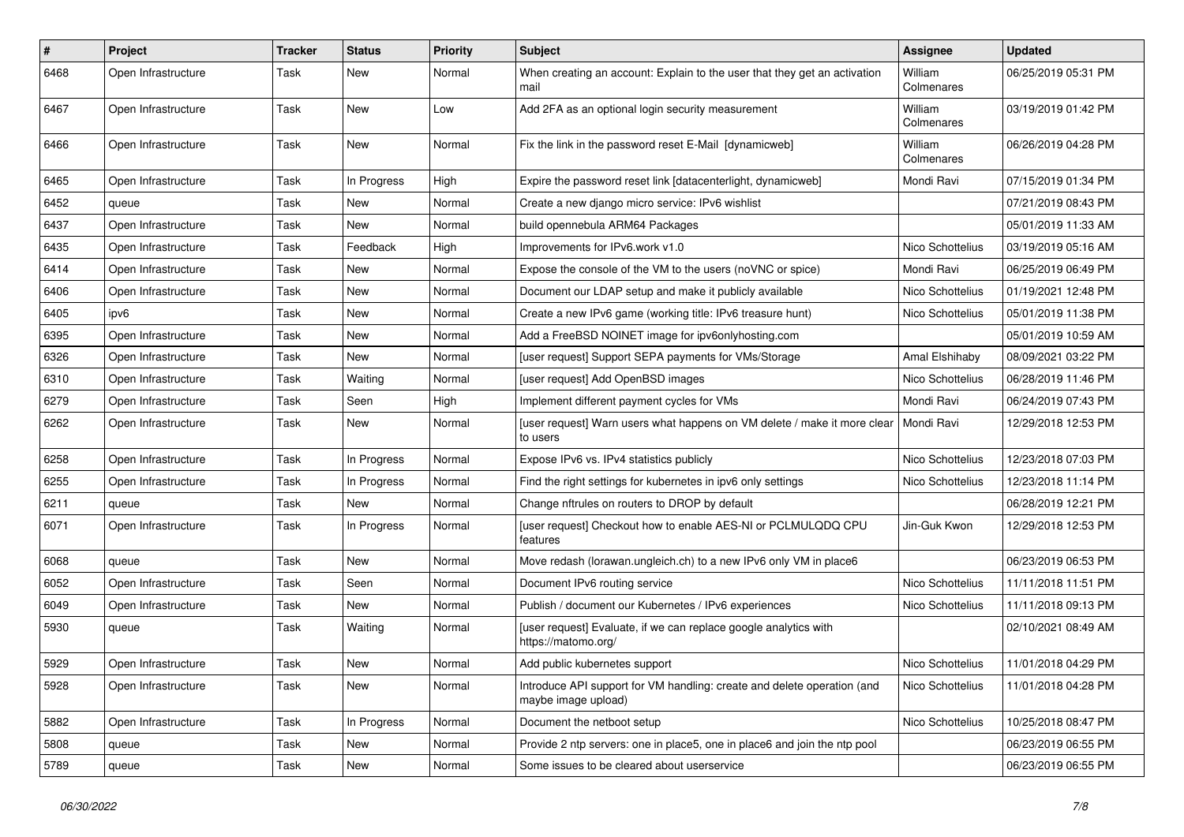| # | Project | Tracker | Status | Priority | Subject | Assignee | Updated |
|---|---|---|---|---|---|---|---|
| 6468 | Open Infrastructure | Task | New | Normal | When creating an account: Explain to the user that they get an activation mail | William Colmenares | 06/25/2019 05:31 PM |
| 6467 | Open Infrastructure | Task | New | Low | Add 2FA as an optional login security measurement | William Colmenares | 03/19/2019 01:42 PM |
| 6466 | Open Infrastructure | Task | New | Normal | Fix the link in the password reset E-Mail [dynamicweb] | William Colmenares | 06/26/2019 04:28 PM |
| 6465 | Open Infrastructure | Task | In Progress | High | Expire the password reset link [datacenterlight, dynamicweb] | Mondi Ravi | 07/15/2019 01:34 PM |
| 6452 | queue | Task | New | Normal | Create a new django micro service: IPv6 wishlist | | 07/21/2019 08:43 PM |
| 6437 | Open Infrastructure | Task | New | Normal | build opennebula ARM64 Packages | | 05/01/2019 11:33 AM |
| 6435 | Open Infrastructure | Task | Feedback | High | Improvements for IPv6.work v1.0 | Nico Schottelius | 03/19/2019 05:16 AM |
| 6414 | Open Infrastructure | Task | New | Normal | Expose the console of the VM to the users (noVNC or spice) | Mondi Ravi | 06/25/2019 06:49 PM |
| 6406 | Open Infrastructure | Task | New | Normal | Document our LDAP setup and make it publicly available | Nico Schottelius | 01/19/2021 12:48 PM |
| 6405 | ipv6 | Task | New | Normal | Create a new IPv6 game (working title: IPv6 treasure hunt) | Nico Schottelius | 05/01/2019 11:38 PM |
| 6395 | Open Infrastructure | Task | New | Normal | Add a FreeBSD NOINET image for ipv6onlyhosting.com | | 05/01/2019 10:59 AM |
| 6326 | Open Infrastructure | Task | New | Normal | [user request] Support SEPA payments for VMs/Storage | Amal Elshihaby | 08/09/2021 03:22 PM |
| 6310 | Open Infrastructure | Task | Waiting | Normal | [user request] Add OpenBSD images | Nico Schottelius | 06/28/2019 11:46 PM |
| 6279 | Open Infrastructure | Task | Seen | High | Implement different payment cycles for VMs | Mondi Ravi | 06/24/2019 07:43 PM |
| 6262 | Open Infrastructure | Task | New | Normal | [user request] Warn users what happens on VM delete / make it more clear to users | Mondi Ravi | 12/29/2018 12:53 PM |
| 6258 | Open Infrastructure | Task | In Progress | Normal | Expose IPv6 vs. IPv4 statistics publicly | Nico Schottelius | 12/23/2018 07:03 PM |
| 6255 | Open Infrastructure | Task | In Progress | Normal | Find the right settings for kubernetes in ipv6 only settings | Nico Schottelius | 12/23/2018 11:14 PM |
| 6211 | queue | Task | New | Normal | Change nftrules on routers to DROP by default | | 06/28/2019 12:21 PM |
| 6071 | Open Infrastructure | Task | In Progress | Normal | [user request] Checkout how to enable AES-NI or PCLMULQDQ CPU features | Jin-Guk Kwon | 12/29/2018 12:53 PM |
| 6068 | queue | Task | New | Normal | Move redash (lorawan.ungleich.ch) to a new IPv6 only VM in place6 | | 06/23/2019 06:53 PM |
| 6052 | Open Infrastructure | Task | Seen | Normal | Document IPv6 routing service | Nico Schottelius | 11/11/2018 11:51 PM |
| 6049 | Open Infrastructure | Task | New | Normal | Publish / document our Kubernetes / IPv6 experiences | Nico Schottelius | 11/11/2018 09:13 PM |
| 5930 | queue | Task | Waiting | Normal | [user request] Evaluate, if we can replace google analytics with https://matomo.org/ | | 02/10/2021 08:49 AM |
| 5929 | Open Infrastructure | Task | New | Normal | Add public kubernetes support | Nico Schottelius | 11/01/2018 04:29 PM |
| 5928 | Open Infrastructure | Task | New | Normal | Introduce API support for VM handling: create and delete operation (and maybe image upload) | Nico Schottelius | 11/01/2018 04:28 PM |
| 5882 | Open Infrastructure | Task | In Progress | Normal | Document the netboot setup | Nico Schottelius | 10/25/2018 08:47 PM |
| 5808 | queue | Task | New | Normal | Provide 2 ntp servers: one in place5, one in place6 and join the ntp pool | | 06/23/2019 06:55 PM |
| 5789 | queue | Task | New | Normal | Some issues to be cleared about userservice | | 06/23/2019 06:55 PM |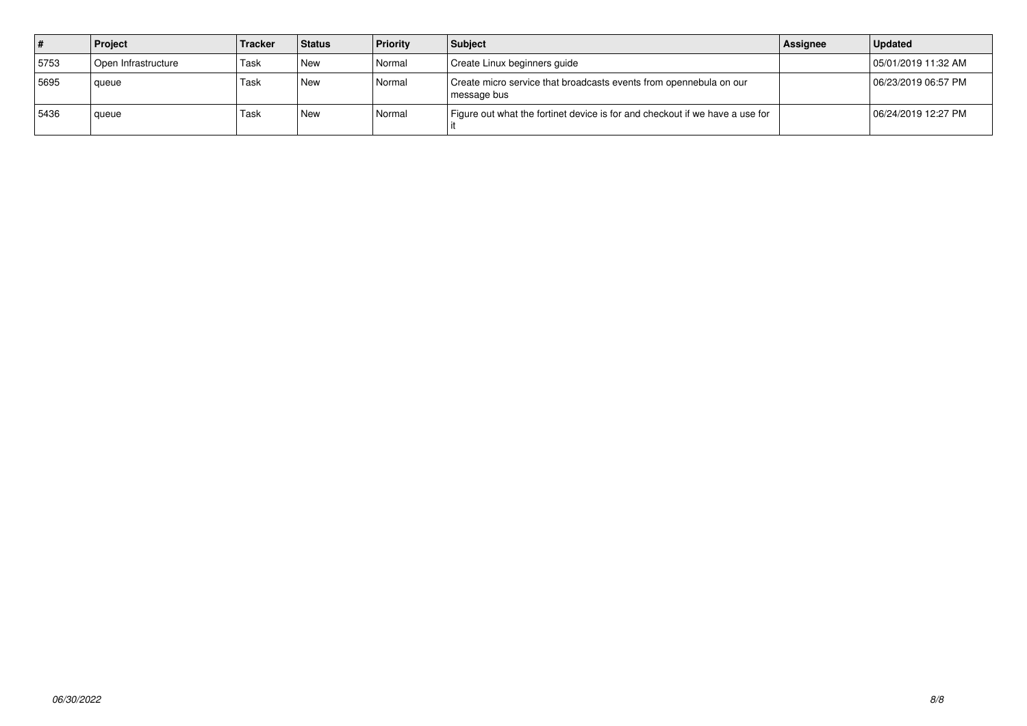| # | Project | Tracker | Status | Priority | Subject | Assignee | Updated |
|---|---|---|---|---|---|---|---|
| 5753 | Open Infrastructure | Task | New | Normal | Create Linux beginners guide | | 05/01/2019 11:32 AM |
| 5695 | queue | Task | New | Normal | Create micro service that broadcasts events from opennebula on our message bus | | 06/23/2019 06:57 PM |
| 5436 | queue | Task | New | Normal | Figure out what the fortinet device is for and checkout if we have a use for it | | 06/24/2019 12:27 PM |